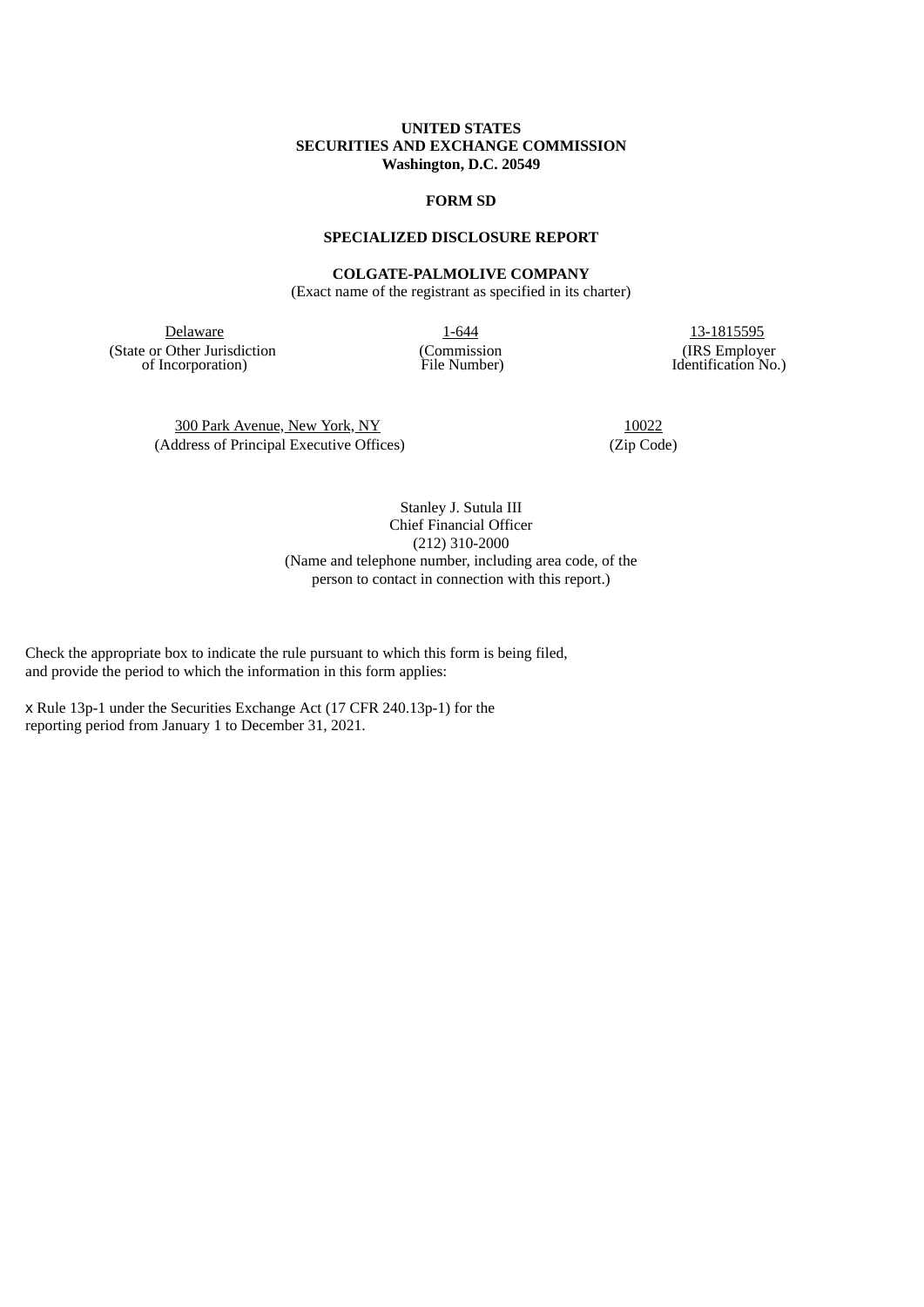**UNITED STATES**
**SECURITIES AND EXCHANGE COMMISSION**
**Washington, D.C. 20549**

**FORM SD**

**SPECIALIZED DISCLOSURE REPORT**

**COLGATE-PALMOLIVE COMPANY**
(Exact name of the registrant as specified in its charter)

| Delaware | 1-644 | 13-1815595 |
|---|---|---|
| (State or Other Jurisdiction of Incorporation) | (Commission File Number) | (IRS Employer Identification No.) |

| 300 Park Avenue, New York, NY | 10022 |
|---|---|
| (Address of Principal Executive Offices) | (Zip Code) |

Stanley J. Sutula III
Chief Financial Officer
(212) 310-2000
(Name and telephone number, including area code, of the person to contact in connection with this report.)

Check the appropriate box to indicate the rule pursuant to which this form is being filed, and provide the period to which the information in this form applies:

x Rule 13p-1 under the Securities Exchange Act (17 CFR 240.13p-1) for the reporting period from January 1 to December 31, 2021.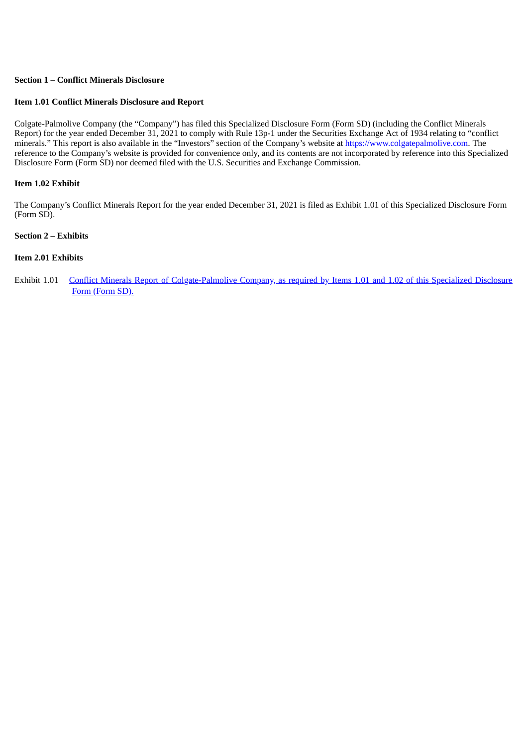**Section 1 – Conflict Minerals Disclosure**

**Item 1.01 Conflict Minerals Disclosure and Report**

Colgate-Palmolive Company (the "Company") has filed this Specialized Disclosure Form (Form SD) (including the Conflict Minerals Report) for the year ended December 31, 2021 to comply with Rule 13p-1 under the Securities Exchange Act of 1934 relating to "conflict minerals." This report is also available in the "Investors" section of the Company's website at https://www.colgatepalmolive.com. The reference to the Company's website is provided for convenience only, and its contents are not incorporated by reference into this Specialized Disclosure Form (Form SD) nor deemed filed with the U.S. Securities and Exchange Commission.

**Item 1.02 Exhibit**

The Company's Conflict Minerals Report for the year ended December 31, 2021 is filed as Exhibit 1.01 of this Specialized Disclosure Form (Form SD).

**Section 2 – Exhibits**

**Item 2.01 Exhibits**

Exhibit 1.01 Conflict Minerals Report of Colgate-Palmolive Company, as required by Items 1.01 and 1.02 of this Specialized Disclosure Form (Form SD).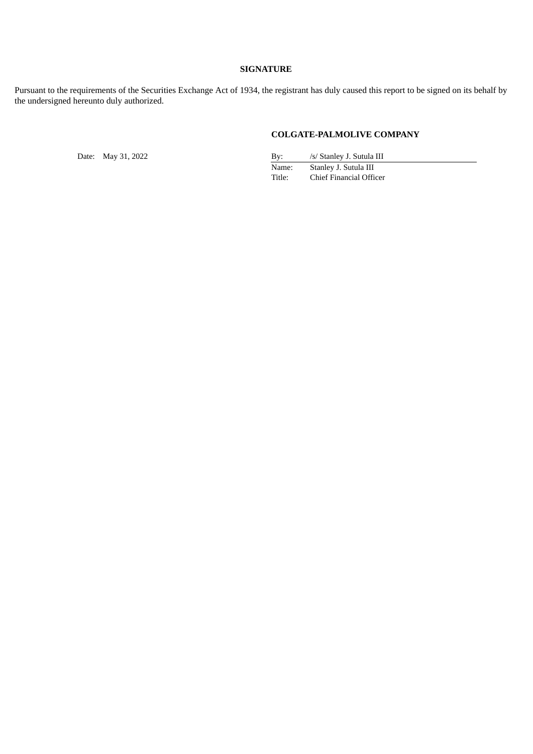**SIGNATURE**

Pursuant to the requirements of the Securities Exchange Act of 1934, the registrant has duly caused this report to be signed on its behalf by the undersigned hereunto duly authorized.

**COLGATE-PALMOLIVE COMPANY**

Date: May 31, 2022

| | |
|---|---|
| By: | /s/ Stanley J. Sutula III |
| Name: | Stanley J. Sutula III |
| Title: | Chief Financial Officer |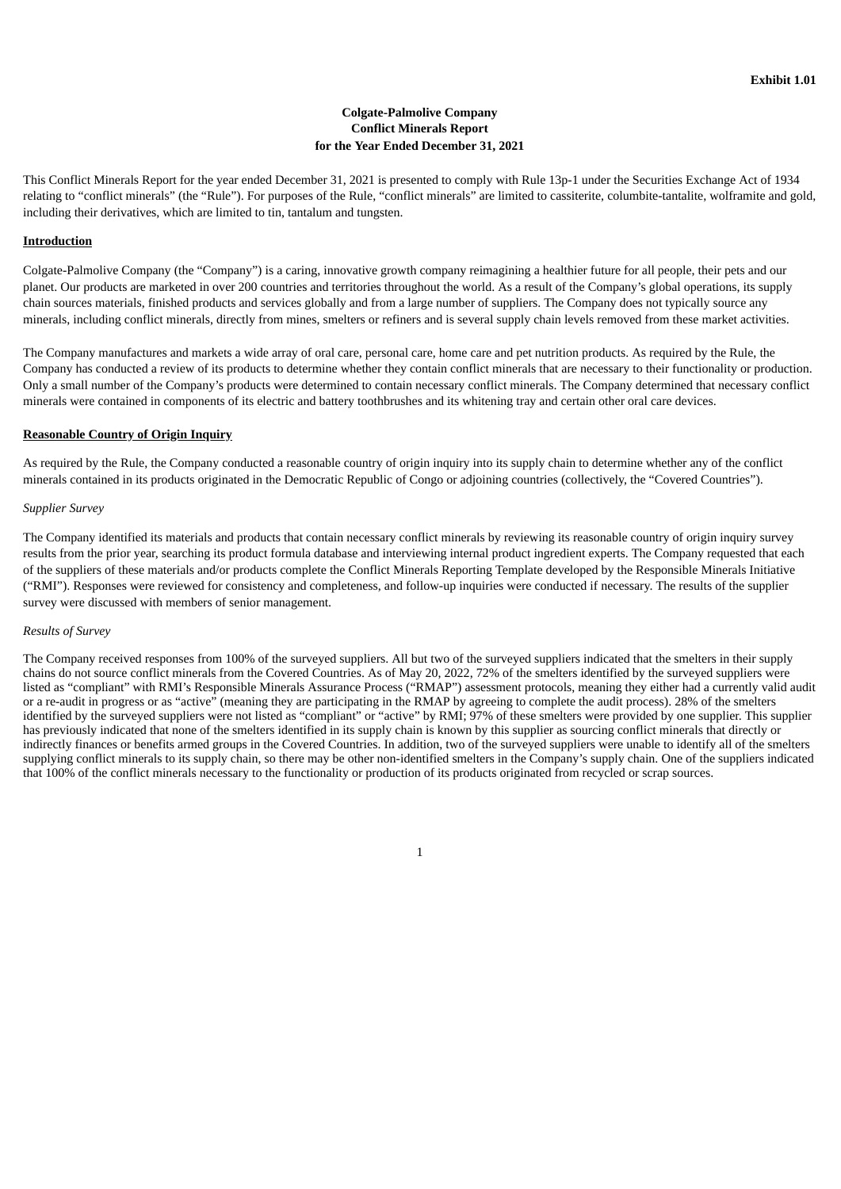**Exhibit 1.01**

# Colgate-Palmolive Company
# Conflict Minerals Report
# for the Year Ended December 31, 2021

This Conflict Minerals Report for the year ended December 31, 2021 is presented to comply with Rule 13p-1 under the Securities Exchange Act of 1934 relating to "conflict minerals" (the "Rule"). For purposes of the Rule, "conflict minerals" are limited to cassiterite, columbite-tantalite, wolframite and gold, including their derivatives, which are limited to tin, tantalum and tungsten.

## Introduction

Colgate-Palmolive Company (the "Company") is a caring, innovative growth company reimagining a healthier future for all people, their pets and our planet. Our products are marketed in over 200 countries and territories throughout the world. As a result of the Company's global operations, its supply chain sources materials, finished products and services globally and from a large number of suppliers. The Company does not typically source any minerals, including conflict minerals, directly from mines, smelters or refiners and is several supply chain levels removed from these market activities.

The Company manufactures and markets a wide array of oral care, personal care, home care and pet nutrition products. As required by the Rule, the Company has conducted a review of its products to determine whether they contain conflict minerals that are necessary to their functionality or production. Only a small number of the Company's products were determined to contain necessary conflict minerals. The Company determined that necessary conflict minerals were contained in components of its electric and battery toothbrushes and its whitening tray and certain other oral care devices.

## Reasonable Country of Origin Inquiry

As required by the Rule, the Company conducted a reasonable country of origin inquiry into its supply chain to determine whether any of the conflict minerals contained in its products originated in the Democratic Republic of Congo or adjoining countries (collectively, the "Covered Countries").

### *Supplier Survey*

The Company identified its materials and products that contain necessary conflict minerals by reviewing its reasonable country of origin inquiry survey results from the prior year, searching its product formula database and interviewing internal product ingredient experts. The Company requested that each of the suppliers of these materials and/or products complete the Conflict Minerals Reporting Template developed by the Responsible Minerals Initiative ("RMI"). Responses were reviewed for consistency and completeness, and follow-up inquiries were conducted if necessary. The results of the supplier survey were discussed with members of senior management.

### *Results of Survey*

The Company received responses from 100% of the surveyed suppliers. All but two of the surveyed suppliers indicated that the smelters in their supply chains do not source conflict minerals from the Covered Countries. As of May 20, 2022, 72% of the smelters identified by the surveyed suppliers were listed as "compliant" with RMI's Responsible Minerals Assurance Process ("RMAP") assessment protocols, meaning they either had a currently valid audit or a re-audit in progress or as "active" (meaning they are participating in the RMAP by agreeing to complete the audit process). 28% of the smelters identified by the surveyed suppliers were not listed as "compliant" or "active" by RMI; 97% of these smelters were provided by one supplier. This supplier has previously indicated that none of the smelters identified in its supply chain is known by this supplier as sourcing conflict minerals that directly or indirectly finances or benefits armed groups in the Covered Countries. In addition, two of the surveyed suppliers were unable to identify all of the smelters supplying conflict minerals to its supply chain, so there may be other non-identified smelters in the Company's supply chain. One of the suppliers indicated that 100% of the conflict minerals necessary to the functionality or production of its products originated from recycled or scrap sources.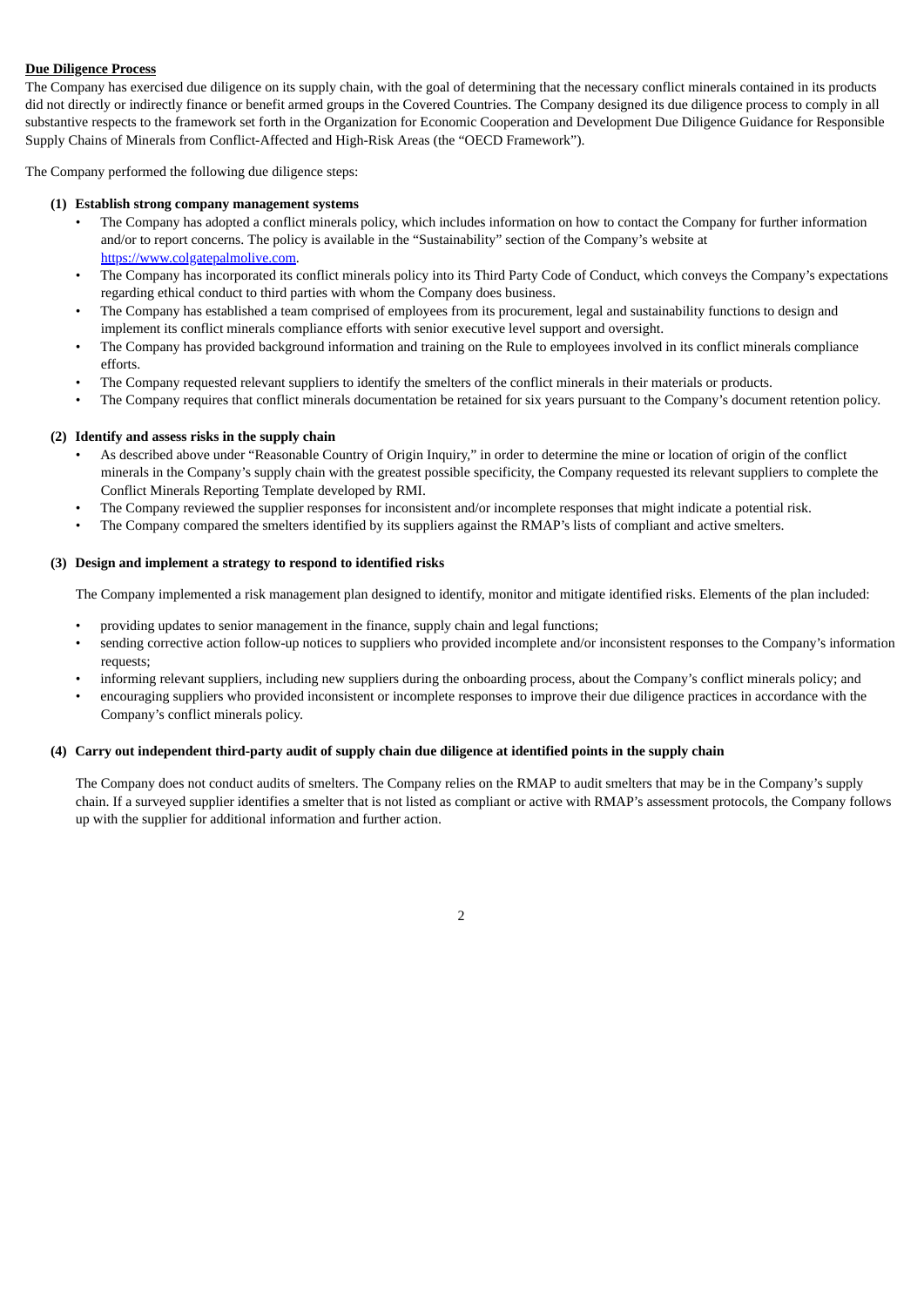**Due Diligence Process**

The Company has exercised due diligence on its supply chain, with the goal of determining that the necessary conflict minerals contained in its products did not directly or indirectly finance or benefit armed groups in the Covered Countries. The Company designed its due diligence process to comply in all substantive respects to the framework set forth in the Organization for Economic Cooperation and Development Due Diligence Guidance for Responsible Supply Chains of Minerals from Conflict-Affected and High-Risk Areas (the "OECD Framework").

The Company performed the following due diligence steps:

**(1) Establish strong company management systems**

- The Company has adopted a conflict minerals policy, which includes information on how to contact the Company for further information and/or to report concerns. The policy is available in the "Sustainability" section of the Company's website at https://www.colgatepalmolive.com.
- The Company has incorporated its conflict minerals policy into its Third Party Code of Conduct, which conveys the Company's expectations regarding ethical conduct to third parties with whom the Company does business.
- The Company has established a team comprised of employees from its procurement, legal and sustainability functions to design and implement its conflict minerals compliance efforts with senior executive level support and oversight.
- The Company has provided background information and training on the Rule to employees involved in its conflict minerals compliance efforts.
- The Company requested relevant suppliers to identify the smelters of the conflict minerals in their materials or products.
- The Company requires that conflict minerals documentation be retained for six years pursuant to the Company's document retention policy.

**(2) Identify and assess risks in the supply chain**

- As described above under "Reasonable Country of Origin Inquiry," in order to determine the mine or location of origin of the conflict minerals in the Company's supply chain with the greatest possible specificity, the Company requested its relevant suppliers to complete the Conflict Minerals Reporting Template developed by RMI.
- The Company reviewed the supplier responses for inconsistent and/or incomplete responses that might indicate a potential risk.
- The Company compared the smelters identified by its suppliers against the RMAP's lists of compliant and active smelters.

**(3) Design and implement a strategy to respond to identified risks**

The Company implemented a risk management plan designed to identify, monitor and mitigate identified risks. Elements of the plan included:

- providing updates to senior management in the finance, supply chain and legal functions;
- sending corrective action follow-up notices to suppliers who provided incomplete and/or inconsistent responses to the Company's information requests;
- informing relevant suppliers, including new suppliers during the onboarding process, about the Company's conflict minerals policy; and
- encouraging suppliers who provided inconsistent or incomplete responses to improve their due diligence practices in accordance with the Company's conflict minerals policy.

**(4) Carry out independent third-party audit of supply chain due diligence at identified points in the supply chain**

The Company does not conduct audits of smelters. The Company relies on the RMAP to audit smelters that may be in the Company's supply chain. If a surveyed supplier identifies a smelter that is not listed as compliant or active with RMAP's assessment protocols, the Company follows up with the supplier for additional information and further action.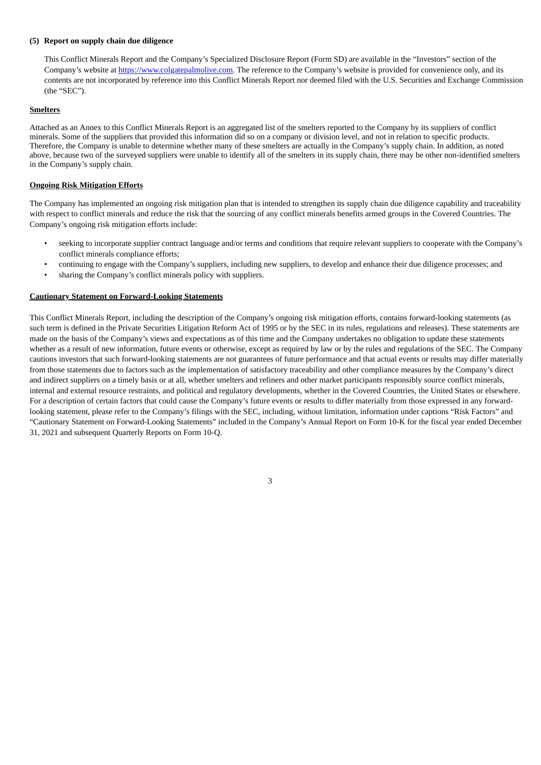**(5) Report on supply chain due diligence**

This Conflict Minerals Report and the Company's Specialized Disclosure Report (Form SD) are available in the "Investors" section of the Company's website at https://www.colgatepalmolive.com. The reference to the Company's website is provided for convenience only, and its contents are not incorporated by reference into this Conflict Minerals Report nor deemed filed with the U.S. Securities and Exchange Commission (the "SEC").

**Smelters**

Attached as an Annex to this Conflict Minerals Report is an aggregated list of the smelters reported to the Company by its suppliers of conflict minerals. Some of the suppliers that provided this information did so on a company or division level, and not in relation to specific products. Therefore, the Company is unable to determine whether many of these smelters are actually in the Company's supply chain. In addition, as noted above, because two of the surveyed suppliers were unable to identify all of the smelters in its supply chain, there may be other non-identified smelters in the Company's supply chain.

**Ongoing Risk Mitigation Efforts**

The Company has implemented an ongoing risk mitigation plan that is intended to strengthen its supply chain due diligence capability and traceability with respect to conflict minerals and reduce the risk that the sourcing of any conflict minerals benefits armed groups in the Covered Countries. The Company's ongoing risk mitigation efforts include:

- seeking to incorporate supplier contract language and/or terms and conditions that require relevant suppliers to cooperate with the Company's conflict minerals compliance efforts;
- continuing to engage with the Company's suppliers, including new suppliers, to develop and enhance their due diligence processes; and
- sharing the Company's conflict minerals policy with suppliers.

**Cautionary Statement on Forward-Looking Statements**

This Conflict Minerals Report, including the description of the Company's ongoing risk mitigation efforts, contains forward-looking statements (as such term is defined in the Private Securities Litigation Reform Act of 1995 or by the SEC in its rules, regulations and releases). These statements are made on the basis of the Company's views and expectations as of this time and the Company undertakes no obligation to update these statements whether as a result of new information, future events or otherwise, except as required by law or by the rules and regulations of the SEC. The Company cautions investors that such forward-looking statements are not guarantees of future performance and that actual events or results may differ materially from those statements due to factors such as the implementation of satisfactory traceability and other compliance measures by the Company's direct and indirect suppliers on a timely basis or at all, whether smelters and refiners and other market participants responsibly source conflict minerals, internal and external resource restraints, and political and regulatory developments, whether in the Covered Countries, the United States or elsewhere. For a description of certain factors that could cause the Company's future events or results to differ materially from those expressed in any forward-looking statement, please refer to the Company's filings with the SEC, including, without limitation, information under captions "Risk Factors" and "Cautionary Statement on Forward-Looking Statements" included in the Company's Annual Report on Form 10-K for the fiscal year ended December 31, 2021 and subsequent Quarterly Reports on Form 10-Q.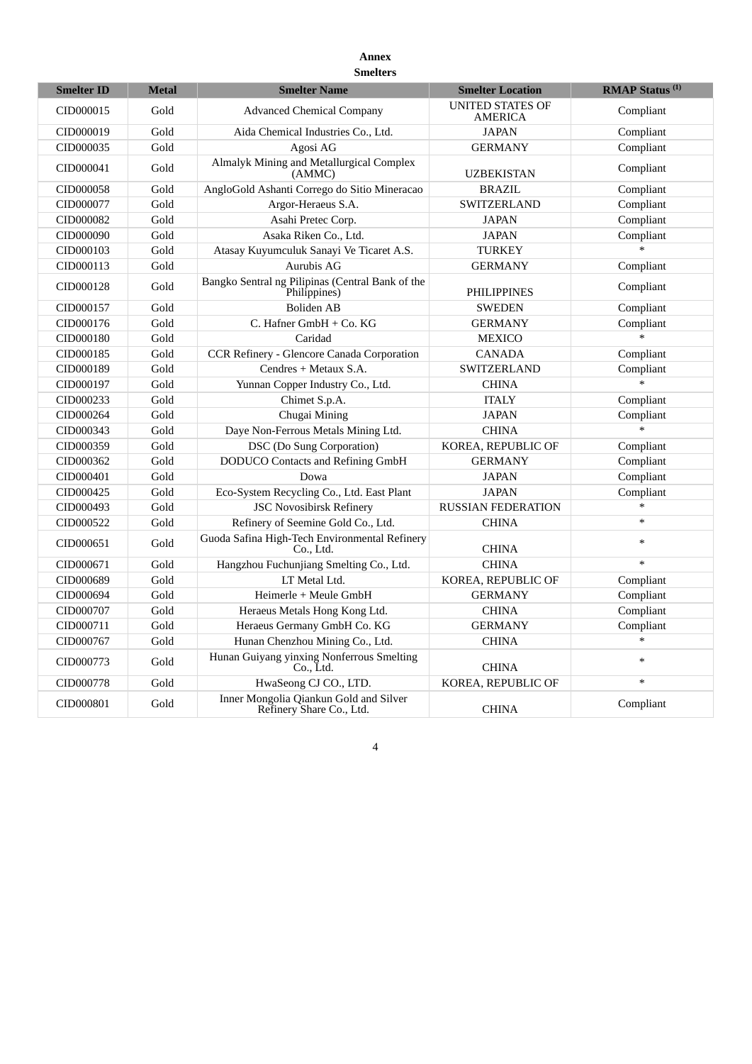**Annex**

**Smelters**

| Smelter ID | Metal | Smelter Name | Smelter Location | RMAP Status [(1)] |
|---|---|---|---|---|
| CID000015 | Gold | Advanced Chemical Company | UNITED STATES OF AMERICA | Compliant |
| CID000019 | Gold | Aida Chemical Industries Co., Ltd. | JAPAN | Compliant |
| CID000035 | Gold | Agosi AG | GERMANY | Compliant |
| CID000041 | Gold | Almalyk Mining and Metallurgical Complex (AMMC) | UZBEKISTAN | Compliant |
| CID000058 | Gold | AngloGold Ashanti Corrego do Sitio Mineracao | BRAZIL | Compliant |
| CID000077 | Gold | Argor-Heraeus S.A. | SWITZERLAND | Compliant |
| CID000082 | Gold | Asahi Pretec Corp. | JAPAN | Compliant |
| CID000090 | Gold | Asaka Riken Co., Ltd. | JAPAN | Compliant |
| CID000103 | Gold | Atasay Kuyumculuk Sanayi Ve Ticaret A.S. | TURKEY | * |
| CID000113 | Gold | Aurubis AG | GERMANY | Compliant |
| CID000128 | Gold | Bangko Sentral ng Pilipinas (Central Bank of the Philippines) | PHILIPPINES | Compliant |
| CID000157 | Gold | Boliden AB | SWEDEN | Compliant |
| CID000176 | Gold | C. Hafner GmbH + Co. KG | GERMANY | Compliant |
| CID000180 | Gold | Caridad | MEXICO | * |
| CID000185 | Gold | CCR Refinery - Glencore Canada Corporation | CANADA | Compliant |
| CID000189 | Gold | Cendres + Metaux S.A. | SWITZERLAND | Compliant |
| CID000197 | Gold | Yunnan Copper Industry Co., Ltd. | CHINA | * |
| CID000233 | Gold | Chimet S.p.A. | ITALY | Compliant |
| CID000264 | Gold | Chugai Mining | JAPAN | Compliant |
| CID000343 | Gold | Daye Non-Ferrous Metals Mining Ltd. | CHINA | * |
| CID000359 | Gold | DSC (Do Sung Corporation) | KOREA, REPUBLIC OF | Compliant |
| CID000362 | Gold | DODUCO Contacts and Refining GmbH | GERMANY | Compliant |
| CID000401 | Gold | Dowa | JAPAN | Compliant |
| CID000425 | Gold | Eco-System Recycling Co., Ltd. East Plant | JAPAN | Compliant |
| CID000493 | Gold | JSC Novosibirsk Refinery | RUSSIAN FEDERATION | * |
| CID000522 | Gold | Refinery of Seemine Gold Co., Ltd. | CHINA | * |
| CID000651 | Gold | Guoda Safina High-Tech Environmental Refinery Co., Ltd. | CHINA | * |
| CID000671 | Gold | Hangzhou Fuchunjiang Smelting Co., Ltd. | CHINA | * |
| CID000689 | Gold | LT Metal Ltd. | KOREA, REPUBLIC OF | Compliant |
| CID000694 | Gold | Heimerle + Meule GmbH | GERMANY | Compliant |
| CID000707 | Gold | Heraeus Metals Hong Kong Ltd. | CHINA | Compliant |
| CID000711 | Gold | Heraeus Germany GmbH Co. KG | GERMANY | Compliant |
| CID000767 | Gold | Hunan Chenzhou Mining Co., Ltd. | CHINA | * |
| CID000773 | Gold | Hunan Guiyang yinxing Nonferrous Smelting Co., Ltd. | CHINA | * |
| CID000778 | Gold | HwaSeong CJ CO., LTD. | KOREA, REPUBLIC OF | * |
| CID000801 | Gold | Inner Mongolia Qiankun Gold and Silver Refinery Share Co., Ltd. | CHINA | Compliant |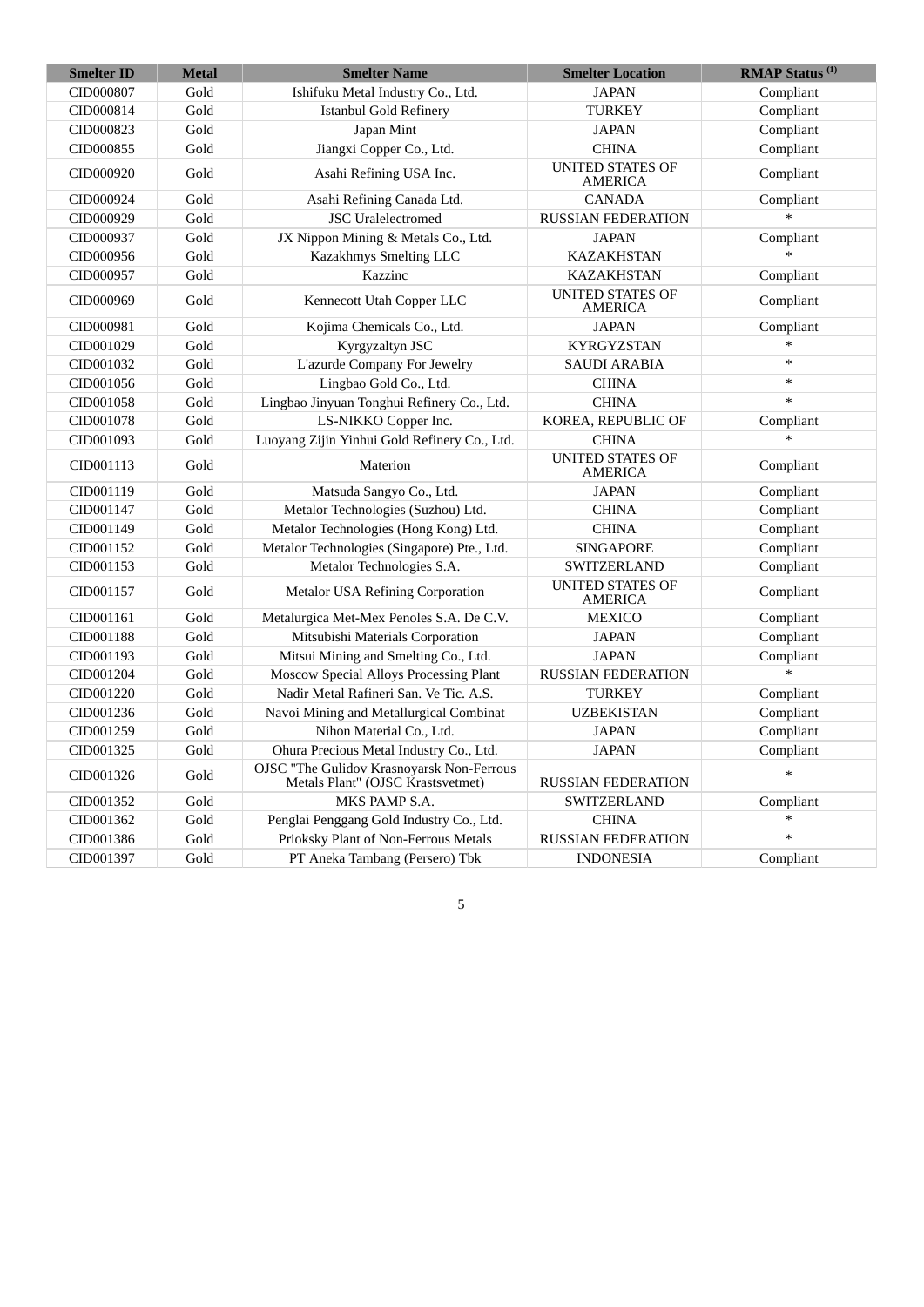| Smelter ID | Metal | Smelter Name | Smelter Location | RMAP Status [(1)] |
| --- | --- | --- | --- | --- |
| CID000807 | Gold | Ishifuku Metal Industry Co., Ltd. | JAPAN | Compliant |
| CID000814 | Gold | Istanbul Gold Refinery | TURKEY | Compliant |
| CID000823 | Gold | Japan Mint | JAPAN | Compliant |
| CID000855 | Gold | Jiangxi Copper Co., Ltd. | CHINA | Compliant |
| CID000920 | Gold | Asahi Refining USA Inc. | UNITED STATES OF AMERICA | Compliant |
| CID000924 | Gold | Asahi Refining Canada Ltd. | CANADA | Compliant |
| CID000929 | Gold | JSC Uralelectromed | RUSSIAN FEDERATION | * |
| CID000937 | Gold | JX Nippon Mining & Metals Co., Ltd. | JAPAN | Compliant |
| CID000956 | Gold | Kazakhmys Smelting LLC | KAZAKHSTAN | * |
| CID000957 | Gold | Kazzinc | KAZAKHSTAN | Compliant |
| CID000969 | Gold | Kennecott Utah Copper LLC | UNITED STATES OF AMERICA | Compliant |
| CID000981 | Gold | Kojima Chemicals Co., Ltd. | JAPAN | Compliant |
| CID001029 | Gold | Kyrgyzaltyn JSC | KYRGYZSTAN | * |
| CID001032 | Gold | L'azurde Company For Jewelry | SAUDI ARABIA | * |
| CID001056 | Gold | Lingbao Gold Co., Ltd. | CHINA | * |
| CID001058 | Gold | Lingbao Jinyuan Tonghui Refinery Co., Ltd. | CHINA | * |
| CID001078 | Gold | LS-NIKKO Copper Inc. | KOREA, REPUBLIC OF | Compliant |
| CID001093 | Gold | Luoyang Zijin Yinhui Gold Refinery Co., Ltd. | CHINA | * |
| CID001113 | Gold | Materion | UNITED STATES OF AMERICA | Compliant |
| CID001119 | Gold | Matsuda Sangyo Co., Ltd. | JAPAN | Compliant |
| CID001147 | Gold | Metalor Technologies (Suzhou) Ltd. | CHINA | Compliant |
| CID001149 | Gold | Metalor Technologies (Hong Kong) Ltd. | CHINA | Compliant |
| CID001152 | Gold | Metalor Technologies (Singapore) Pte., Ltd. | SINGAPORE | Compliant |
| CID001153 | Gold | Metalor Technologies S.A. | SWITZERLAND | Compliant |
| CID001157 | Gold | Metalor USA Refining Corporation | UNITED STATES OF AMERICA | Compliant |
| CID001161 | Gold | Metalurgica Met-Mex Penoles S.A. De C.V. | MEXICO | Compliant |
| CID001188 | Gold | Mitsubishi Materials Corporation | JAPAN | Compliant |
| CID001193 | Gold | Mitsui Mining and Smelting Co., Ltd. | JAPAN | Compliant |
| CID001204 | Gold | Moscow Special Alloys Processing Plant | RUSSIAN FEDERATION | * |
| CID001220 | Gold | Nadir Metal Rafineri San. Ve Tic. A.S. | TURKEY | Compliant |
| CID001236 | Gold | Navoi Mining and Metallurgical Combinat | UZBEKISTAN | Compliant |
| CID001259 | Gold | Nihon Material Co., Ltd. | JAPAN | Compliant |
| CID001325 | Gold | Ohura Precious Metal Industry Co., Ltd. | JAPAN | Compliant |
| CID001326 | Gold | OJSC "The Gulidov Krasnoyarsk Non-Ferrous Metals Plant" (OJSC Krastsvetmet) | RUSSIAN FEDERATION | * |
| CID001352 | Gold | MKS PAMP S.A. | SWITZERLAND | Compliant |
| CID001362 | Gold | Penglai Penggang Gold Industry Co., Ltd. | CHINA | * |
| CID001386 | Gold | Prioksky Plant of Non-Ferrous Metals | RUSSIAN FEDERATION | * |
| CID001397 | Gold | PT Aneka Tambang (Persero) Tbk | INDONESIA | Compliant |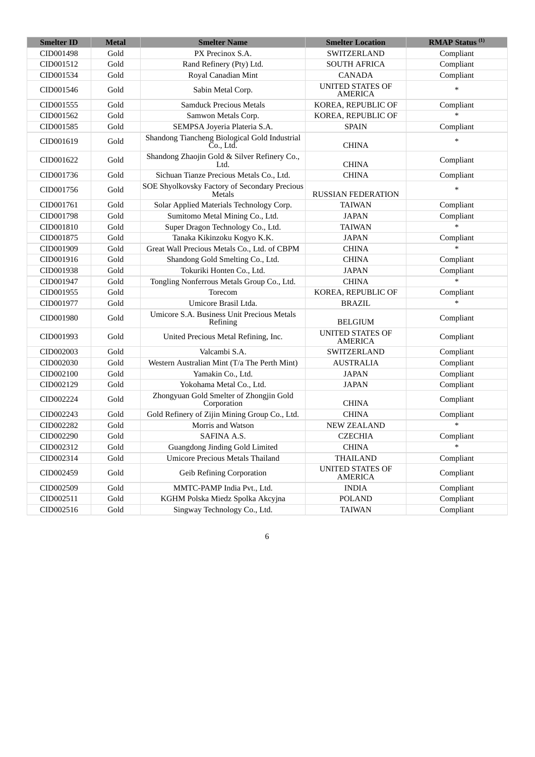| Smelter ID | Metal | Smelter Name | Smelter Location | RMAP Status [(1)] |
|---|---|---|---|---|
| CID001498 | Gold | PX Precinox S.A. | SWITZERLAND | Compliant |
| CID001512 | Gold | Rand Refinery (Pty) Ltd. | SOUTH AFRICA | Compliant |
| CID001534 | Gold | Royal Canadian Mint | CANADA | Compliant |
| CID001546 | Gold | Sabin Metal Corp. | UNITED STATES OF AMERICA | * |
| CID001555 | Gold | Samduck Precious Metals | KOREA, REPUBLIC OF | Compliant |
| CID001562 | Gold | Samwon Metals Corp. | KOREA, REPUBLIC OF | * |
| CID001585 | Gold | SEMPSA Joyeria Plateria S.A. | SPAIN | Compliant |
| CID001619 | Gold | Shandong Tiancheng Biological Gold Industrial Co., Ltd. | CHINA | * |
| CID001622 | Gold | Shandong Zhaojin Gold & Silver Refinery Co., Ltd. | CHINA | Compliant |
| CID001736 | Gold | Sichuan Tianze Precious Metals Co., Ltd. | CHINA | Compliant |
| CID001756 | Gold | SOE Shyolkovsky Factory of Secondary Precious Metals | RUSSIAN FEDERATION | * |
| CID001761 | Gold | Solar Applied Materials Technology Corp. | TAIWAN | Compliant |
| CID001798 | Gold | Sumitomo Metal Mining Co., Ltd. | JAPAN | Compliant |
| CID001810 | Gold | Super Dragon Technology Co., Ltd. | TAIWAN | * |
| CID001875 | Gold | Tanaka Kikinzoku Kogyo K.K. | JAPAN | Compliant |
| CID001909 | Gold | Great Wall Precious Metals Co., Ltd. of CBPM | CHINA | * |
| CID001916 | Gold | Shandong Gold Smelting Co., Ltd. | CHINA | Compliant |
| CID001938 | Gold | Tokuriki Honten Co., Ltd. | JAPAN | Compliant |
| CID001947 | Gold | Tongling Nonferrous Metals Group Co., Ltd. | CHINA | * |
| CID001955 | Gold | Torecom | KOREA, REPUBLIC OF | Compliant |
| CID001977 | Gold | Umicore Brasil Ltda. | BRAZIL | * |
| CID001980 | Gold | Umicore S.A. Business Unit Precious Metals Refining | BELGIUM | Compliant |
| CID001993 | Gold | United Precious Metal Refining, Inc. | UNITED STATES OF AMERICA | Compliant |
| CID002003 | Gold | Valcambi S.A. | SWITZERLAND | Compliant |
| CID002030 | Gold | Western Australian Mint (T/a The Perth Mint) | AUSTRALIA | Compliant |
| CID002100 | Gold | Yamakin Co., Ltd. | JAPAN | Compliant |
| CID002129 | Gold | Yokohama Metal Co., Ltd. | JAPAN | Compliant |
| CID002224 | Gold | Zhongyuan Gold Smelter of Zhongjin Gold Corporation | CHINA | Compliant |
| CID002243 | Gold | Gold Refinery of Zijin Mining Group Co., Ltd. | CHINA | Compliant |
| CID002282 | Gold | Morris and Watson | NEW ZEALAND | * |
| CID002290 | Gold | SAFINA A.S. | CZECHIA | Compliant |
| CID002312 | Gold | Guangdong Jinding Gold Limited | CHINA | * |
| CID002314 | Gold | Umicore Precious Metals Thailand | THAILAND | Compliant |
| CID002459 | Gold | Geib Refining Corporation | UNITED STATES OF AMERICA | Compliant |
| CID002509 | Gold | MMTC-PAMP India Pvt., Ltd. | INDIA | Compliant |
| CID002511 | Gold | KGHM Polska Miedz Spolka Akcyjna | POLAND | Compliant |
| CID002516 | Gold | Singway Technology Co., Ltd. | TAIWAN | Compliant |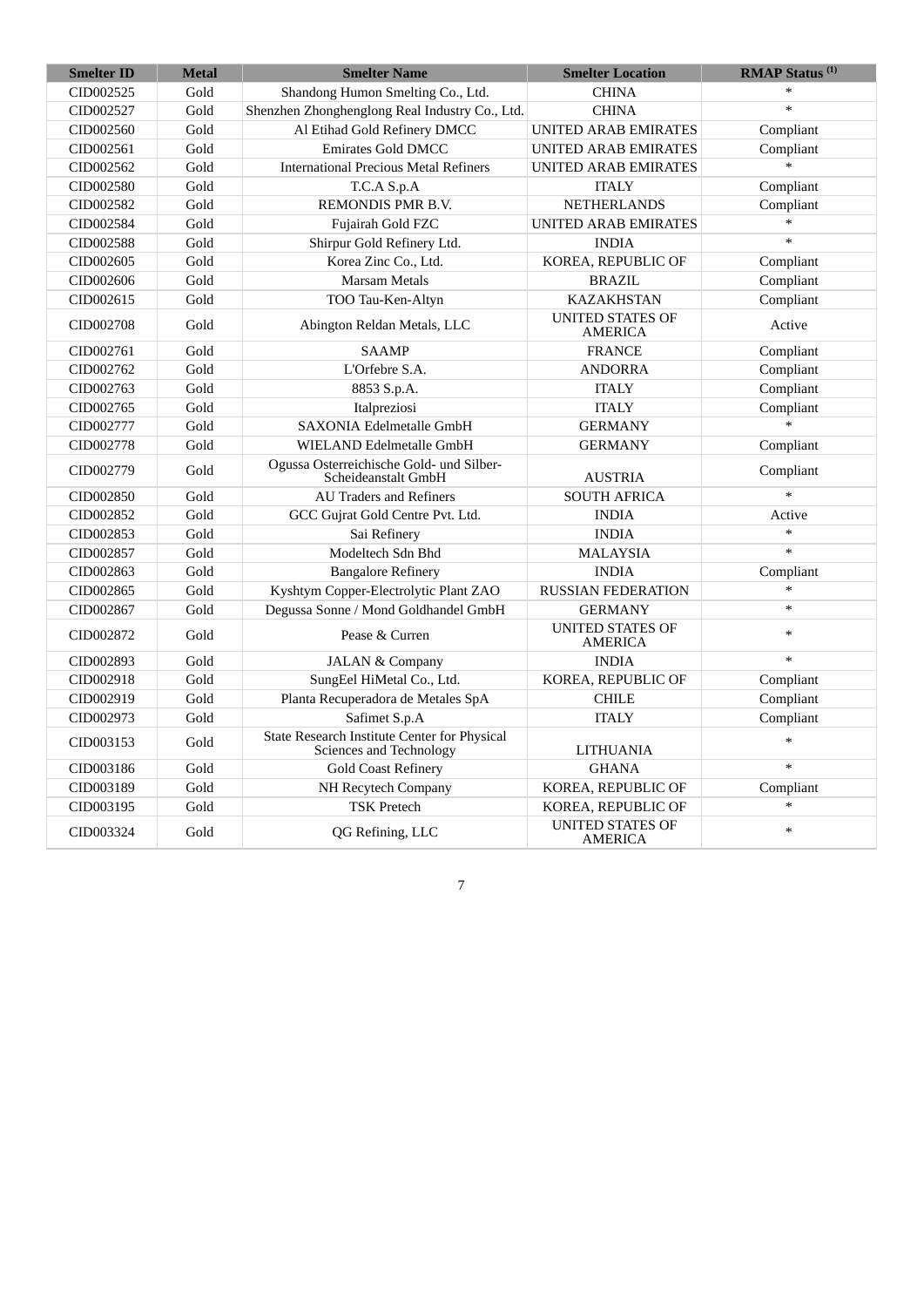| Smelter ID | Metal | Smelter Name | Smelter Location | RMAP Status [(1)] |
|---|---|---|---|---|
| CID002525 | Gold | Shandong Humon Smelting Co., Ltd. | CHINA | * |
| CID002527 | Gold | Shenzhen Zhonghenglong Real Industry Co., Ltd. | CHINA | * |
| CID002560 | Gold | Al Etihad Gold Refinery DMCC | UNITED ARAB EMIRATES | Compliant |
| CID002561 | Gold | Emirates Gold DMCC | UNITED ARAB EMIRATES | Compliant |
| CID002562 | Gold | International Precious Metal Refiners | UNITED ARAB EMIRATES | * |
| CID002580 | Gold | T.C.A S.p.A | ITALY | Compliant |
| CID002582 | Gold | REMONDIS PMR B.V. | NETHERLANDS | Compliant |
| CID002584 | Gold | Fujairah Gold FZC | UNITED ARAB EMIRATES | * |
| CID002588 | Gold | Shirpur Gold Refinery Ltd. | INDIA | * |
| CID002605 | Gold | Korea Zinc Co., Ltd. | KOREA, REPUBLIC OF | Compliant |
| CID002606 | Gold | Marsam Metals | BRAZIL | Compliant |
| CID002615 | Gold | TOO Tau-Ken-Altyn | KAZAKHSTAN | Compliant |
| CID002708 | Gold | Abington Reldan Metals, LLC | UNITED STATES OF AMERICA | Active |
| CID002761 | Gold | SAAMP | FRANCE | Compliant |
| CID002762 | Gold | L'Orfebre S.A. | ANDORRA | Compliant |
| CID002763 | Gold | 8853 S.p.A. | ITALY | Compliant |
| CID002765 | Gold | Italpreziosi | ITALY | Compliant |
| CID002777 | Gold | SAXONIA Edelmetalle GmbH | GERMANY | * |
| CID002778 | Gold | WIELAND Edelmetalle GmbH | GERMANY | Compliant |
| CID002779 | Gold | Ogussa Osterreichische Gold- und Silber-Scheideanstalt GmbH | AUSTRIA | Compliant |
| CID002850 | Gold | AU Traders and Refiners | SOUTH AFRICA | * |
| CID002852 | Gold | GCC Gujrat Gold Centre Pvt. Ltd. | INDIA | Active |
| CID002853 | Gold | Sai Refinery | INDIA | * |
| CID002857 | Gold | Modeltech Sdn Bhd | MALAYSIA | * |
| CID002863 | Gold | Bangalore Refinery | INDIA | Compliant |
| CID002865 | Gold | Kyshtym Copper-Electrolytic Plant ZAO | RUSSIAN FEDERATION | * |
| CID002867 | Gold | Degussa Sonne / Mond Goldhandel GmbH | GERMANY | * |
| CID002872 | Gold | Pease & Curren | UNITED STATES OF AMERICA | * |
| CID002893 | Gold | JALAN & Company | INDIA | * |
| CID002918 | Gold | SungEel HiMetal Co., Ltd. | KOREA, REPUBLIC OF | Compliant |
| CID002919 | Gold | Planta Recuperadora de Metales SpA | CHILE | Compliant |
| CID002973 | Gold | Safimet S.p.A | ITALY | Compliant |
| CID003153 | Gold | State Research Institute Center for Physical Sciences and Technology | LITHUANIA | * |
| CID003186 | Gold | Gold Coast Refinery | GHANA | * |
| CID003189 | Gold | NH Recytech Company | KOREA, REPUBLIC OF | Compliant |
| CID003195 | Gold | TSK Pretech | KOREA, REPUBLIC OF | * |
| CID003324 | Gold | QG Refining, LLC | UNITED STATES OF AMERICA | * |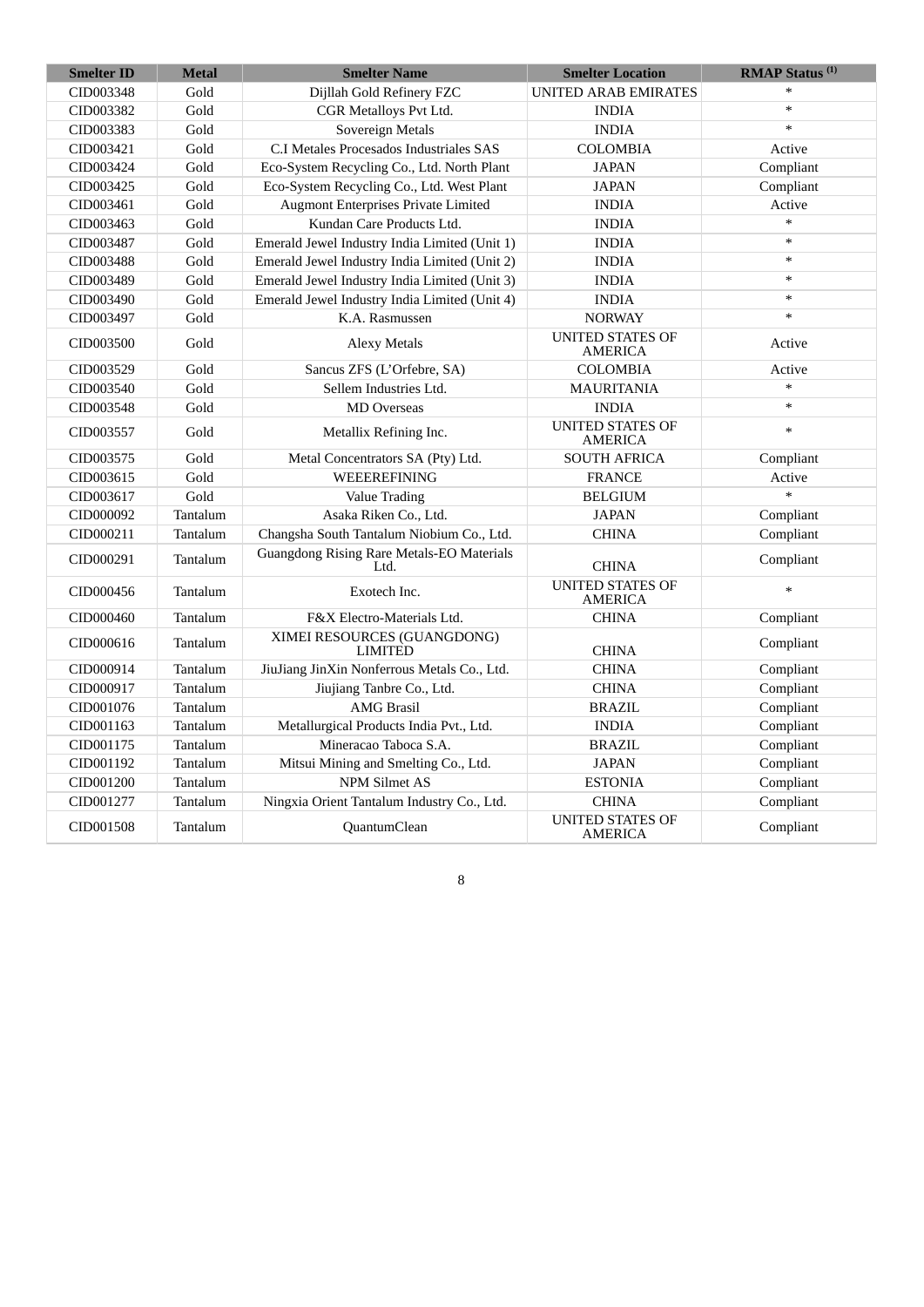| Smelter ID | Metal | Smelter Name | Smelter Location | RMAP Status [(1)] |
| --- | --- | --- | --- | --- |
| CID003348 | Gold | Dijllah Gold Refinery FZC | UNITED ARAB EMIRATES | * |
| CID003382 | Gold | CGR Metalloys Pvt Ltd. | INDIA | * |
| CID003383 | Gold | Sovereign Metals | INDIA | * |
| CID003421 | Gold | C.I Metales Procesados Industriales SAS | COLOMBIA | Active |
| CID003424 | Gold | Eco-System Recycling Co., Ltd. North Plant | JAPAN | Compliant |
| CID003425 | Gold | Eco-System Recycling Co., Ltd. West Plant | JAPAN | Compliant |
| CID003461 | Gold | Augmont Enterprises Private Limited | INDIA | Active |
| CID003463 | Gold | Kundan Care Products Ltd. | INDIA | * |
| CID003487 | Gold | Emerald Jewel Industry India Limited (Unit 1) | INDIA | * |
| CID003488 | Gold | Emerald Jewel Industry India Limited (Unit 2) | INDIA | * |
| CID003489 | Gold | Emerald Jewel Industry India Limited (Unit 3) | INDIA | * |
| CID003490 | Gold | Emerald Jewel Industry India Limited (Unit 4) | INDIA | * |
| CID003497 | Gold | K.A. Rasmussen | NORWAY | * |
| CID003500 | Gold | Alexy Metals | UNITED STATES OF AMERICA | Active |
| CID003529 | Gold | Sancus ZFS (L'Orfebre, SA) | COLOMBIA | Active |
| CID003540 | Gold | Sellem Industries Ltd. | MAURITANIA | * |
| CID003548 | Gold | MD Overseas | INDIA | * |
| CID003557 | Gold | Metallix Refining Inc. | UNITED STATES OF AMERICA | * |
| CID003575 | Gold | Metal Concentrators SA (Pty) Ltd. | SOUTH AFRICA | Compliant |
| CID003615 | Gold | WEEEREFINING | FRANCE | Active |
| CID003617 | Gold | Value Trading | BELGIUM | * |
| CID000092 | Tantalum | Asaka Riken Co., Ltd. | JAPAN | Compliant |
| CID000211 | Tantalum | Changsha South Tantalum Niobium Co., Ltd. | CHINA | Compliant |
| CID000291 | Tantalum | Guangdong Rising Rare Metals-EO Materials Ltd. | CHINA | Compliant |
| CID000456 | Tantalum | Exotech Inc. | UNITED STATES OF AMERICA | * |
| CID000460 | Tantalum | F&X Electro-Materials Ltd. | CHINA | Compliant |
| CID000616 | Tantalum | XIMEI RESOURCES (GUANGDONG) LIMITED | CHINA | Compliant |
| CID000914 | Tantalum | JiuJiang JinXin Nonferrous Metals Co., Ltd. | CHINA | Compliant |
| CID000917 | Tantalum | Jiujiang Tanbre Co., Ltd. | CHINA | Compliant |
| CID001076 | Tantalum | AMG Brasil | BRAZIL | Compliant |
| CID001163 | Tantalum | Metallurgical Products India Pvt., Ltd. | INDIA | Compliant |
| CID001175 | Tantalum | Mineracao Taboca S.A. | BRAZIL | Compliant |
| CID001192 | Tantalum | Mitsui Mining and Smelting Co., Ltd. | JAPAN | Compliant |
| CID001200 | Tantalum | NPM Silmet AS | ESTONIA | Compliant |
| CID001277 | Tantalum | Ningxia Orient Tantalum Industry Co., Ltd. | CHINA | Compliant |
| CID001508 | Tantalum | QuantumClean | UNITED STATES OF AMERICA | Compliant |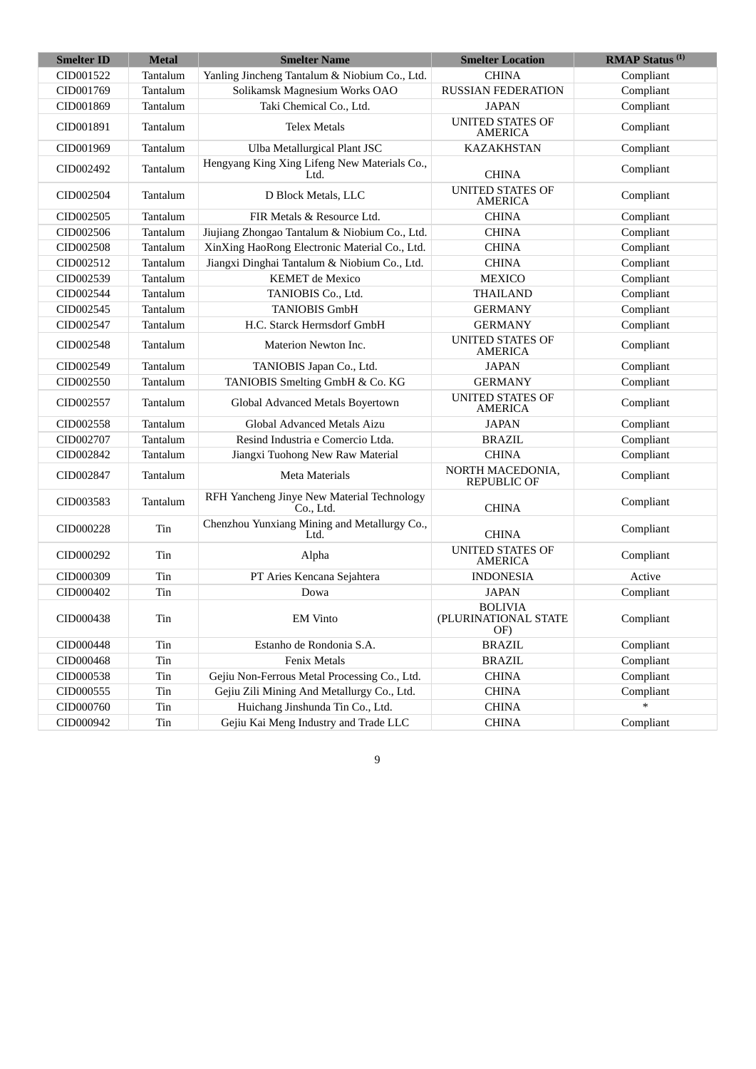| Smelter ID | Metal | Smelter Name | Smelter Location | RMAP Status [(1)] |
|---|---|---|---|---|
| CID001522 | Tantalum | Yanling Jincheng Tantalum & Niobium Co., Ltd. | CHINA | Compliant |
| CID001769 | Tantalum | Solikamsk Magnesium Works OAO | RUSSIAN FEDERATION | Compliant |
| CID001869 | Tantalum | Taki Chemical Co., Ltd. | JAPAN | Compliant |
| CID001891 | Tantalum | Telex Metals | UNITED STATES OF AMERICA | Compliant |
| CID001969 | Tantalum | Ulba Metallurgical Plant JSC | KAZAKHSTAN | Compliant |
| CID002492 | Tantalum | Hengyang King Xing Lifeng New Materials Co., Ltd. | CHINA | Compliant |
| CID002504 | Tantalum | D Block Metals, LLC | UNITED STATES OF AMERICA | Compliant |
| CID002505 | Tantalum | FIR Metals & Resource Ltd. | CHINA | Compliant |
| CID002506 | Tantalum | Jiujiang Zhongao Tantalum & Niobium Co., Ltd. | CHINA | Compliant |
| CID002508 | Tantalum | XinXing HaoRong Electronic Material Co., Ltd. | CHINA | Compliant |
| CID002512 | Tantalum | Jiangxi Dinghai Tantalum & Niobium Co., Ltd. | CHINA | Compliant |
| CID002539 | Tantalum | KEMET de Mexico | MEXICO | Compliant |
| CID002544 | Tantalum | TANIOBIS Co., Ltd. | THAILAND | Compliant |
| CID002545 | Tantalum | TANIOBIS GmbH | GERMANY | Compliant |
| CID002547 | Tantalum | H.C. Starck Hermsdorf GmbH | GERMANY | Compliant |
| CID002548 | Tantalum | Materion Newton Inc. | UNITED STATES OF AMERICA | Compliant |
| CID002549 | Tantalum | TANIOBIS Japan Co., Ltd. | JAPAN | Compliant |
| CID002550 | Tantalum | TANIOBIS Smelting GmbH & Co. KG | GERMANY | Compliant |
| CID002557 | Tantalum | Global Advanced Metals Boyertown | UNITED STATES OF AMERICA | Compliant |
| CID002558 | Tantalum | Global Advanced Metals Aizu | JAPAN | Compliant |
| CID002707 | Tantalum | Resind Industria e Comercio Ltda. | BRAZIL | Compliant |
| CID002842 | Tantalum | Jiangxi Tuohong New Raw Material | CHINA | Compliant |
| CID002847 | Tantalum | Meta Materials | NORTH MACEDONIA, REPUBLIC OF | Compliant |
| CID003583 | Tantalum | RFH Yancheng Jinye New Material Technology Co., Ltd. | CHINA | Compliant |
| CID000228 | Tin | Chenzhou Yunxiang Mining and Metallurgy Co., Ltd. | CHINA | Compliant |
| CID000292 | Tin | Alpha | UNITED STATES OF AMERICA | Compliant |
| CID000309 | Tin | PT Aries Kencana Sejahtera | INDONESIA | Active |
| CID000402 | Tin | Dowa | JAPAN | Compliant |
| CID000438 | Tin | EM Vinto | BOLIVIA (PLURINATIONAL STATE OF) | Compliant |
| CID000448 | Tin | Estanho de Rondonia S.A. | BRAZIL | Compliant |
| CID000468 | Tin | Fenix Metals | BRAZIL | Compliant |
| CID000538 | Tin | Gejiu Non-Ferrous Metal Processing Co., Ltd. | CHINA | Compliant |
| CID000555 | Tin | Gejiu Zili Mining And Metallurgy Co., Ltd. | CHINA | Compliant |
| CID000760 | Tin | Huichang Jinshunda Tin Co., Ltd. | CHINA | * |
| CID000942 | Tin | Gejiu Kai Meng Industry and Trade LLC | CHINA | Compliant |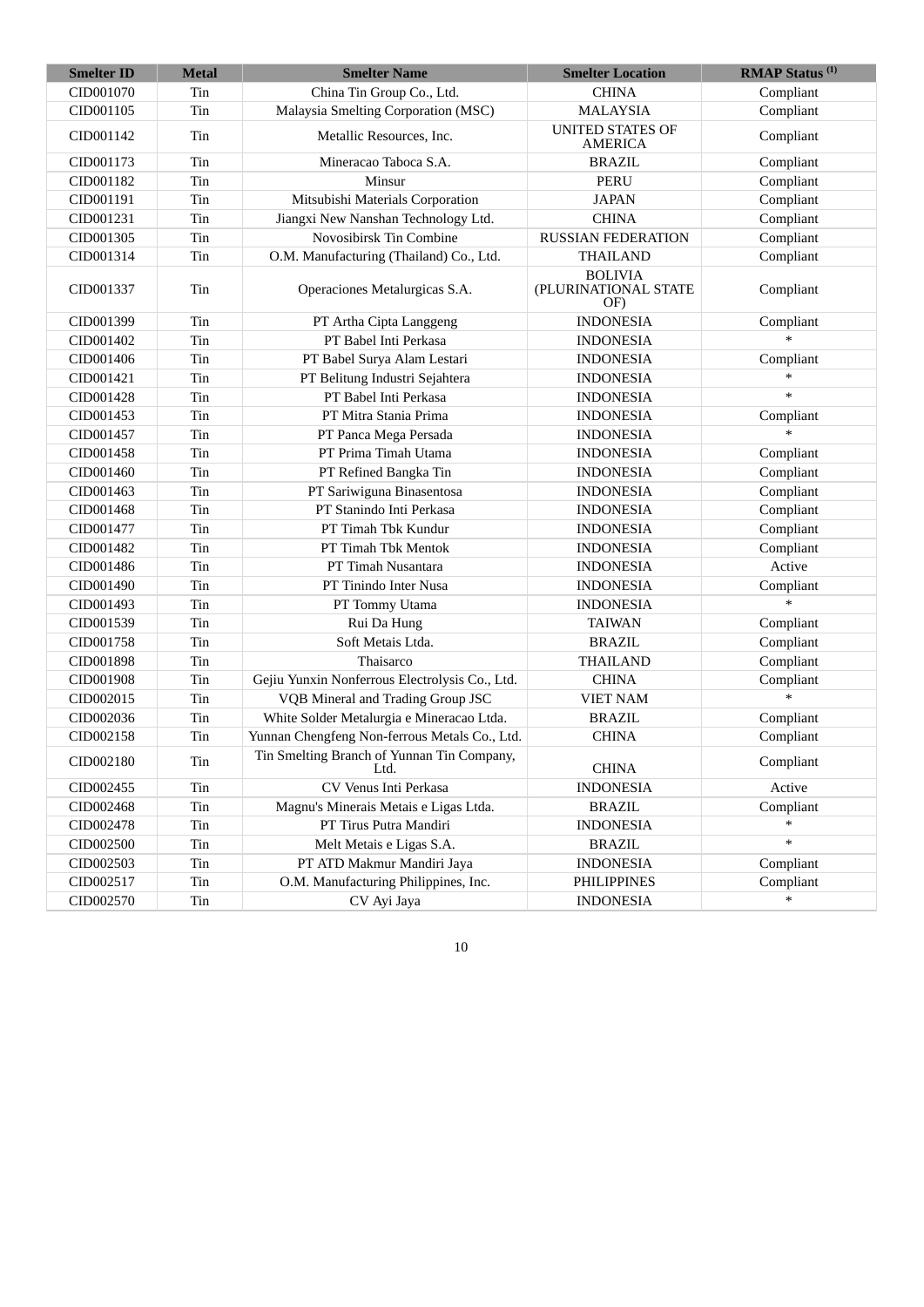| Smelter ID | Metal | Smelter Name | Smelter Location | RMAP Status [(1)] |
|---|---|---|---|---|
| CID001070 | Tin | China Tin Group Co., Ltd. | CHINA | Compliant |
| CID001105 | Tin | Malaysia Smelting Corporation (MSC) | MALAYSIA | Compliant |
| CID001142 | Tin | Metallic Resources, Inc. | UNITED STATES OF AMERICA | Compliant |
| CID001173 | Tin | Mineracao Taboca S.A. | BRAZIL | Compliant |
| CID001182 | Tin | Minsur | PERU | Compliant |
| CID001191 | Tin | Mitsubishi Materials Corporation | JAPAN | Compliant |
| CID001231 | Tin | Jiangxi New Nanshan Technology Ltd. | CHINA | Compliant |
| CID001305 | Tin | Novosibirsk Tin Combine | RUSSIAN FEDERATION | Compliant |
| CID001314 | Tin | O.M. Manufacturing (Thailand) Co., Ltd. | THAILAND | Compliant |
| CID001337 | Tin | Operaciones Metalurgicas S.A. | BOLIVIA (PLURINATIONAL STATE OF) | Compliant |
| CID001399 | Tin | PT Artha Cipta Langgeng | INDONESIA | Compliant |
| CID001402 | Tin | PT Babel Inti Perkasa | INDONESIA | * |
| CID001406 | Tin | PT Babel Surya Alam Lestari | INDONESIA | Compliant |
| CID001421 | Tin | PT Belitung Industri Sejahtera | INDONESIA | * |
| CID001428 | Tin | PT Babel Inti Perkasa | INDONESIA | * |
| CID001453 | Tin | PT Mitra Stania Prima | INDONESIA | Compliant |
| CID001457 | Tin | PT Panca Mega Persada | INDONESIA | * |
| CID001458 | Tin | PT Prima Timah Utama | INDONESIA | Compliant |
| CID001460 | Tin | PT Refined Bangka Tin | INDONESIA | Compliant |
| CID001463 | Tin | PT Sariwiguna Binasentosa | INDONESIA | Compliant |
| CID001468 | Tin | PT Stanindo Inti Perkasa | INDONESIA | Compliant |
| CID001477 | Tin | PT Timah Tbk Kundur | INDONESIA | Compliant |
| CID001482 | Tin | PT Timah Tbk Mentok | INDONESIA | Compliant |
| CID001486 | Tin | PT Timah Nusantara | INDONESIA | Active |
| CID001490 | Tin | PT Tinindo Inter Nusa | INDONESIA | Compliant |
| CID001493 | Tin | PT Tommy Utama | INDONESIA | * |
| CID001539 | Tin | Rui Da Hung | TAIWAN | Compliant |
| CID001758 | Tin | Soft Metais Ltda. | BRAZIL | Compliant |
| CID001898 | Tin | Thaisarco | THAILAND | Compliant |
| CID001908 | Tin | Gejiu Yunxin Nonferrous Electrolysis Co., Ltd. | CHINA | Compliant |
| CID002015 | Tin | VQB Mineral and Trading Group JSC | VIET NAM | * |
| CID002036 | Tin | White Solder Metalurgia e Mineracao Ltda. | BRAZIL | Compliant |
| CID002158 | Tin | Yunnan Chengfeng Non-ferrous Metals Co., Ltd. | CHINA | Compliant |
| CID002180 | Tin | Tin Smelting Branch of Yunnan Tin Company, Ltd. | CHINA | Compliant |
| CID002455 | Tin | CV Venus Inti Perkasa | INDONESIA | Active |
| CID002468 | Tin | Magnu's Minerais Metais e Ligas Ltda. | BRAZIL | Compliant |
| CID002478 | Tin | PT Tirus Putra Mandiri | INDONESIA | * |
| CID002500 | Tin | Melt Metais e Ligas S.A. | BRAZIL | * |
| CID002503 | Tin | PT ATD Makmur Mandiri Jaya | INDONESIA | Compliant |
| CID002517 | Tin | O.M. Manufacturing Philippines, Inc. | PHILIPPINES | Compliant |
| CID002570 | Tin | CV Ayi Jaya | INDONESIA | * |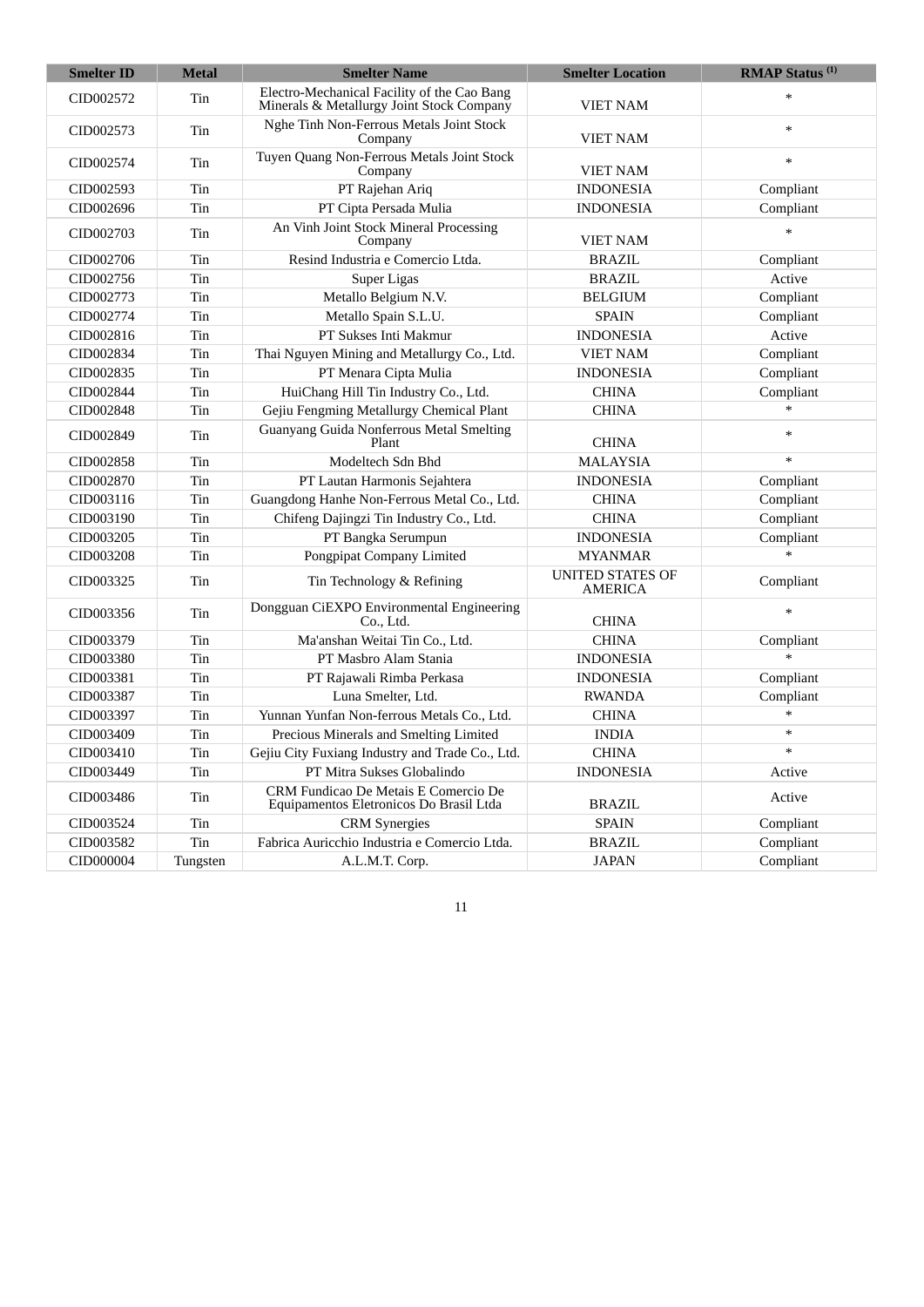| Smelter ID | Metal | Smelter Name | Smelter Location | RMAP Status [(1)] |
|---|---|---|---|---|
| CID002572 | Tin | Electro-Mechanical Facility of the Cao Bang Minerals & Metallurgy Joint Stock Company | VIET NAM | * |
| CID002573 | Tin | Nghe Tinh Non-Ferrous Metals Joint Stock Company | VIET NAM | * |
| CID002574 | Tin | Tuyen Quang Non-Ferrous Metals Joint Stock Company | VIET NAM | * |
| CID002593 | Tin | PT Rajehan Ariq | INDONESIA | Compliant |
| CID002696 | Tin | PT Cipta Persada Mulia | INDONESIA | Compliant |
| CID002703 | Tin | An Vinh Joint Stock Mineral Processing Company | VIET NAM | * |
| CID002706 | Tin | Resind Industria e Comercio Ltda. | BRAZIL | Compliant |
| CID002756 | Tin | Super Ligas | BRAZIL | Active |
| CID002773 | Tin | Metallo Belgium N.V. | BELGIUM | Compliant |
| CID002774 | Tin | Metallo Spain S.L.U. | SPAIN | Compliant |
| CID002816 | Tin | PT Sukses Inti Makmur | INDONESIA | Active |
| CID002834 | Tin | Thai Nguyen Mining and Metallurgy Co., Ltd. | VIET NAM | Compliant |
| CID002835 | Tin | PT Menara Cipta Mulia | INDONESIA | Compliant |
| CID002844 | Tin | HuiChang Hill Tin Industry Co., Ltd. | CHINA | Compliant |
| CID002848 | Tin | Gejiu Fengming Metallurgy Chemical Plant | CHINA | * |
| CID002849 | Tin | Guanyang Guida Nonferrous Metal Smelting Plant | CHINA | * |
| CID002858 | Tin | Modeltech Sdn Bhd | MALAYSIA | * |
| CID002870 | Tin | PT Lautan Harmonis Sejahtera | INDONESIA | Compliant |
| CID003116 | Tin | Guangdong Hanhe Non-Ferrous Metal Co., Ltd. | CHINA | Compliant |
| CID003190 | Tin | Chifeng Dajingzi Tin Industry Co., Ltd. | CHINA | Compliant |
| CID003205 | Tin | PT Bangka Serumpun | INDONESIA | Compliant |
| CID003208 | Tin | Pongpipat Company Limited | MYANMAR | * |
| CID003325 | Tin | Tin Technology & Refining | UNITED STATES OF AMERICA | Compliant |
| CID003356 | Tin | Dongguan CiEXPO Environmental Engineering Co., Ltd. | CHINA | * |
| CID003379 | Tin | Ma'anshan Weitai Tin Co., Ltd. | CHINA | Compliant |
| CID003380 | Tin | PT Masbro Alam Stania | INDONESIA | * |
| CID003381 | Tin | PT Rajawali Rimba Perkasa | INDONESIA | Compliant |
| CID003387 | Tin | Luna Smelter, Ltd. | RWANDA | Compliant |
| CID003397 | Tin | Yunnan Yunfan Non-ferrous Metals Co., Ltd. | CHINA | * |
| CID003409 | Tin | Precious Minerals and Smelting Limited | INDIA | * |
| CID003410 | Tin | Gejiu City Fuxiang Industry and Trade Co., Ltd. | CHINA | * |
| CID003449 | Tin | PT Mitra Sukses Globalindo | INDONESIA | Active |
| CID003486 | Tin | CRM Fundicao De Metais E Comercio De Equipamentos Eletronicos Do Brasil Ltda | BRAZIL | Active |
| CID003524 | Tin | CRM Synergies | SPAIN | Compliant |
| CID003582 | Tin | Fabrica Auricchio Industria e Comercio Ltda. | BRAZIL | Compliant |
| CID000004 | Tungsten | A.L.M.T. Corp. | JAPAN | Compliant |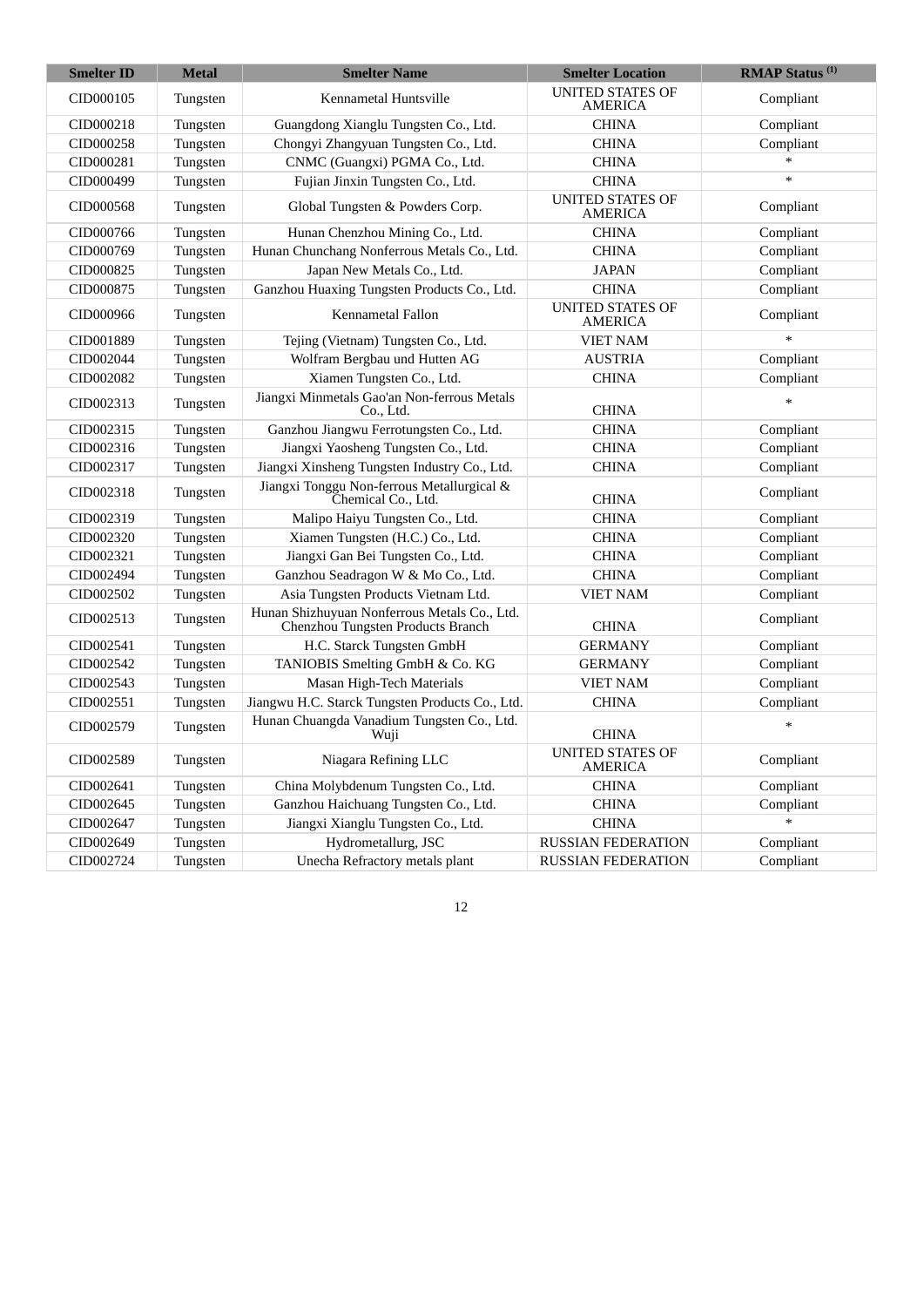| Smelter ID | Metal | Smelter Name | Smelter Location | RMAP Status [1] |
|---|---|---|---|---|
| CID000105 | Tungsten | Kennametal Huntsville | UNITED STATES OF AMERICA | Compliant |
| CID000218 | Tungsten | Guangdong Xianglu Tungsten Co., Ltd. | CHINA | Compliant |
| CID000258 | Tungsten | Chongyi Zhangyuan Tungsten Co., Ltd. | CHINA | Compliant |
| CID000281 | Tungsten | CNMC (Guangxi) PGMA Co., Ltd. | CHINA | * |
| CID000499 | Tungsten | Fujian Jinxin Tungsten Co., Ltd. | CHINA | * |
| CID000568 | Tungsten | Global Tungsten & Powders Corp. | UNITED STATES OF AMERICA | Compliant |
| CID000766 | Tungsten | Hunan Chenzhou Mining Co., Ltd. | CHINA | Compliant |
| CID000769 | Tungsten | Hunan Chunchang Nonferrous Metals Co., Ltd. | CHINA | Compliant |
| CID000825 | Tungsten | Japan New Metals Co., Ltd. | JAPAN | Compliant |
| CID000875 | Tungsten | Ganzhou Huaxing Tungsten Products Co., Ltd. | CHINA | Compliant |
| CID000966 | Tungsten | Kennametal Fallon | UNITED STATES OF AMERICA | Compliant |
| CID001889 | Tungsten | Tejing (Vietnam) Tungsten Co., Ltd. | VIET NAM | * |
| CID002044 | Tungsten | Wolfram Bergbau und Hutten AG | AUSTRIA | Compliant |
| CID002082 | Tungsten | Xiamen Tungsten Co., Ltd. | CHINA | Compliant |
| CID002313 | Tungsten | Jiangxi Minmetals Gao'an Non-ferrous Metals Co., Ltd. | CHINA | * |
| CID002315 | Tungsten | Ganzhou Jiangwu Ferrotungsten Co., Ltd. | CHINA | Compliant |
| CID002316 | Tungsten | Jiangxi Yaosheng Tungsten Co., Ltd. | CHINA | Compliant |
| CID002317 | Tungsten | Jiangxi Xinsheng Tungsten Industry Co., Ltd. | CHINA | Compliant |
| CID002318 | Tungsten | Jiangxi Tonggu Non-ferrous Metallurgical & Chemical Co., Ltd. | CHINA | Compliant |
| CID002319 | Tungsten | Malipo Haiyu Tungsten Co., Ltd. | CHINA | Compliant |
| CID002320 | Tungsten | Xiamen Tungsten (H.C.) Co., Ltd. | CHINA | Compliant |
| CID002321 | Tungsten | Jiangxi Gan Bei Tungsten Co., Ltd. | CHINA | Compliant |
| CID002494 | Tungsten | Ganzhou Seadragon W & Mo Co., Ltd. | CHINA | Compliant |
| CID002502 | Tungsten | Asia Tungsten Products Vietnam Ltd. | VIET NAM | Compliant |
| CID002513 | Tungsten | Hunan Shizhuyuan Nonferrous Metals Co., Ltd. Chenzhou Tungsten Products Branch | CHINA | Compliant |
| CID002541 | Tungsten | H.C. Starck Tungsten GmbH | GERMANY | Compliant |
| CID002542 | Tungsten | TANIOBIS Smelting GmbH & Co. KG | GERMANY | Compliant |
| CID002543 | Tungsten | Masan High-Tech Materials | VIET NAM | Compliant |
| CID002551 | Tungsten | Jiangwu H.C. Starck Tungsten Products Co., Ltd. | CHINA | Compliant |
| CID002579 | Tungsten | Hunan Chuangda Vanadium Tungsten Co., Ltd. Wuji | CHINA | * |
| CID002589 | Tungsten | Niagara Refining LLC | UNITED STATES OF AMERICA | Compliant |
| CID002641 | Tungsten | China Molybdenum Tungsten Co., Ltd. | CHINA | Compliant |
| CID002645 | Tungsten | Ganzhou Haichuang Tungsten Co., Ltd. | CHINA | Compliant |
| CID002647 | Tungsten | Jiangxi Xianglu Tungsten Co., Ltd. | CHINA | * |
| CID002649 | Tungsten | Hydrometallurg, JSC | RUSSIAN FEDERATION | Compliant |
| CID002724 | Tungsten | Unecha Refractory metals plant | RUSSIAN FEDERATION | Compliant |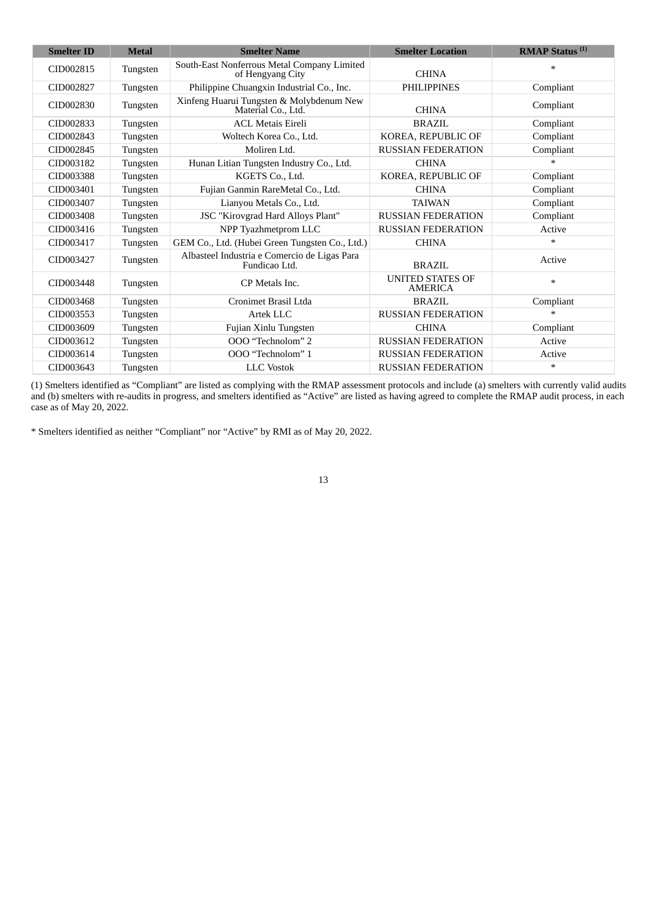| Smelter ID | Metal | Smelter Name | Smelter Location | RMAP Status (1) |
| --- | --- | --- | --- | --- |
| CID002815 | Tungsten | South-East Nonferrous Metal Company Limited of Hengyang City | CHINA | * |
| CID002827 | Tungsten | Philippine Chuangxin Industrial Co., Inc. | PHILIPPINES | Compliant |
| CID002830 | Tungsten | Xinfeng Huarui Tungsten & Molybdenum New Material Co., Ltd. | CHINA | Compliant |
| CID002833 | Tungsten | ACL Metais Eireli | BRAZIL | Compliant |
| CID002843 | Tungsten | Woltech Korea Co., Ltd. | KOREA, REPUBLIC OF | Compliant |
| CID002845 | Tungsten | Moliren Ltd. | RUSSIAN FEDERATION | Compliant |
| CID003182 | Tungsten | Hunan Litian Tungsten Industry Co., Ltd. | CHINA | * |
| CID003388 | Tungsten | KGETS Co., Ltd. | KOREA, REPUBLIC OF | Compliant |
| CID003401 | Tungsten | Fujian Ganmin RareMetal Co., Ltd. | CHINA | Compliant |
| CID003407 | Tungsten | Lianyou Metals Co., Ltd. | TAIWAN | Compliant |
| CID003408 | Tungsten | JSC "Kirovgrad Hard Alloys Plant" | RUSSIAN FEDERATION | Compliant |
| CID003416 | Tungsten | NPP Tyazhmetprom LLC | RUSSIAN FEDERATION | Active |
| CID003417 | Tungsten | GEM Co., Ltd. (Hubei Green Tungsten Co., Ltd.) | CHINA | * |
| CID003427 | Tungsten | Albasteel Industria e Comercio de Ligas Para Fundicao Ltd. | BRAZIL | Active |
| CID003448 | Tungsten | CP Metals Inc. | UNITED STATES OF AMERICA | * |
| CID003468 | Tungsten | Cronimet Brasil Ltda | BRAZIL | Compliant |
| CID003553 | Tungsten | Artek LLC | RUSSIAN FEDERATION | * |
| CID003609 | Tungsten | Fujian Xinlu Tungsten | CHINA | Compliant |
| CID003612 | Tungsten | OOO “Technolom” 2 | RUSSIAN FEDERATION | Active |
| CID003614 | Tungsten | OOO “Technolom” 1 | RUSSIAN FEDERATION | Active |
| CID003643 | Tungsten | LLC Vostok | RUSSIAN FEDERATION | * |

(1) Smelters identified as “Compliant” are listed as complying with the RMAP assessment protocols and include (a) smelters with currently valid audits and (b) smelters with re-audits in progress, and smelters identified as “Active” are listed as having agreed to complete the RMAP audit process, in each case as of May 20, 2022.

* Smelters identified as neither “Compliant” nor “Active” by RMI as of May 20, 2022.